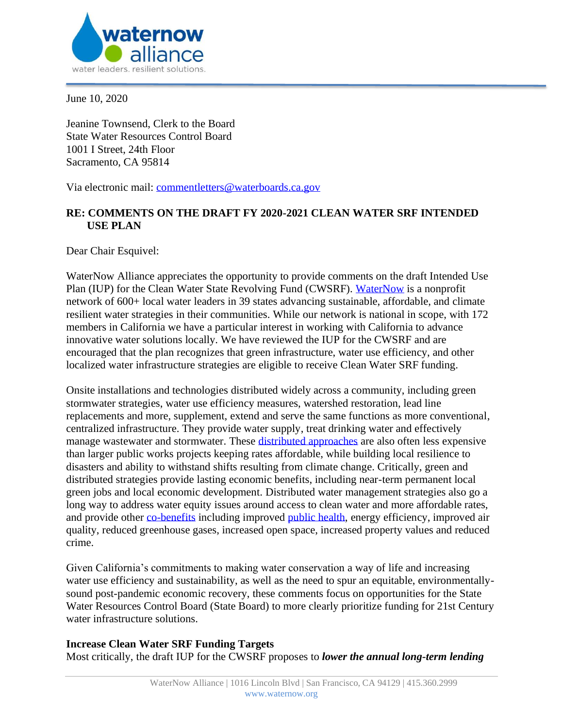June 10, 2020

Jeanine Townsend, Clerk to the Board
State Water Resources Control Board
1001 I Street, 24th Floor
Sacramento, CA 95814

Via electronic mail: commentletters@waterboards.ca.gov

**RE: COMMENTS ON THE DRAFT FY 2020-2021 CLEAN WATER SRF INTENDED USE PLAN**

Dear Chair Esquivel:

WaterNow Alliance appreciates the opportunity to provide comments on the draft Intended Use Plan (IUP) for the Clean Water State Revolving Fund (CWSRF). WaterNow is a nonprofit network of 600+ local water leaders in 39 states advancing sustainable, affordable, and climate resilient water strategies in their communities. While our network is national in scope, with 172 members in California we have a particular interest in working with California to advance innovative water solutions locally. We have reviewed the IUP for the CWSRF and are encouraged that the plan recognizes that green infrastructure, water use efficiency, and other localized water infrastructure strategies are eligible to receive Clean Water SRF funding.

Onsite installations and technologies distributed widely across a community, including green stormwater strategies, water use efficiency measures, watershed restoration, lead line replacements and more, supplement, extend and serve the same functions as more conventional, centralized infrastructure. They provide water supply, treat drinking water and effectively manage wastewater and stormwater. These distributed approaches are also often less expensive than larger public works projects keeping rates affordable, while building local resilience to disasters and ability to withstand shifts resulting from climate change. Critically, green and distributed strategies provide lasting economic benefits, including near-term permanent local green jobs and local economic development. Distributed water management strategies also go a long way to address water equity issues around access to clean water and more affordable rates, and provide other co-benefits including improved public health, energy efficiency, improved air quality, reduced greenhouse gases, increased open space, increased property values and reduced crime.

Given California's commitments to making water conservation a way of life and increasing water use efficiency and sustainability, as well as the need to spur an equitable, environmentally-sound post-pandemic economic recovery, these comments focus on opportunities for the State Water Resources Control Board (State Board) to more clearly prioritize funding for 21st Century water infrastructure solutions.

**Increase Clean Water SRF Funding Targets**

Most critically, the draft IUP for the CWSRF proposes to ***lower the annual long-term lending***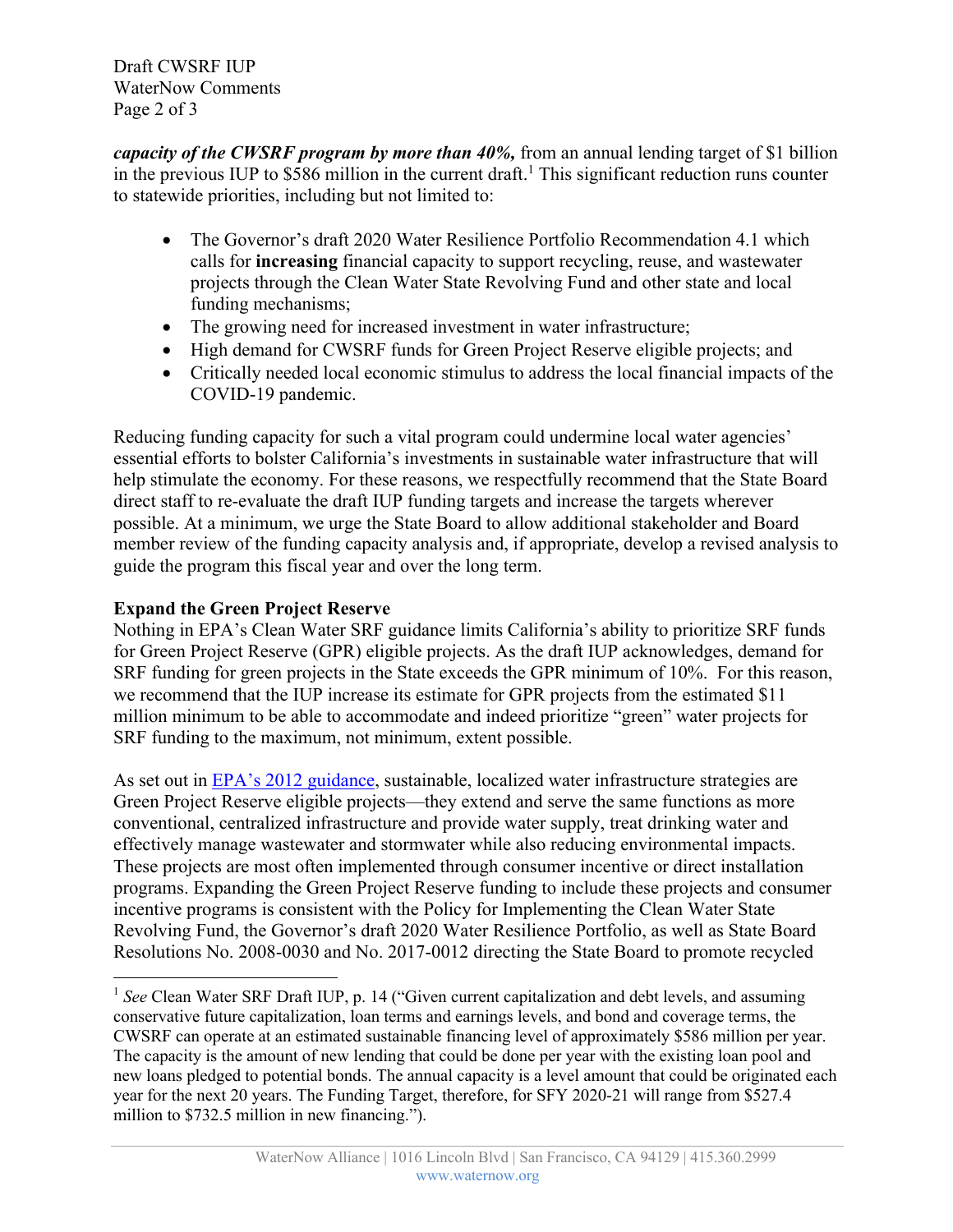***capacity of the CWSRF program by more than 40%,*** from an annual lending target of $1 billion in the previous IUP to $586 million in the current draft.[1] This significant reduction runs counter to statewide priorities, including but not limited to:

- The Governor's draft 2020 Water Resilience Portfolio Recommendation 4.1 which calls for **increasing** financial capacity to support recycling, reuse, and wastewater projects through the Clean Water State Revolving Fund and other state and local funding mechanisms;
- The growing need for increased investment in water infrastructure;
- High demand for CWSRF funds for Green Project Reserve eligible projects; and
- Critically needed local economic stimulus to address the local financial impacts of the COVID-19 pandemic.

Reducing funding capacity for such a vital program could undermine local water agencies' essential efforts to bolster California's investments in sustainable water infrastructure that will help stimulate the economy. For these reasons, we respectfully recommend that the State Board direct staff to re-evaluate the draft IUP funding targets and increase the targets wherever possible. At a minimum, we urge the State Board to allow additional stakeholder and Board member review of the funding capacity analysis and, if appropriate, develop a revised analysis to guide the program this fiscal year and over the long term.

**Expand the Green Project Reserve**

Nothing in EPA's Clean Water SRF guidance limits California's ability to prioritize SRF funds for Green Project Reserve (GPR) eligible projects. As the draft IUP acknowledges, demand for SRF funding for green projects in the State exceeds the GPR minimum of 10%. For this reason, we recommend that the IUP increase its estimate for GPR projects from the estimated $11 million minimum to be able to accommodate and indeed prioritize "green" water projects for SRF funding to the maximum, not minimum, extent possible.

As set out in EPA's 2012 guidance, sustainable, localized water infrastructure strategies are Green Project Reserve eligible projects—they extend and serve the same functions as more conventional, centralized infrastructure and provide water supply, treat drinking water and effectively manage wastewater and stormwater while also reducing environmental impacts. These projects are most often implemented through consumer incentive or direct installation programs. Expanding the Green Project Reserve funding to include these projects and consumer incentive programs is consistent with the Policy for Implementing the Clean Water State Revolving Fund, the Governor's draft 2020 Water Resilience Portfolio, as well as State Board Resolutions No. 2008-0030 and No. 2017-0012 directing the State Board to promote recycled

---

[1] *See* Clean Water SRF Draft IUP, p. 14 ("Given current capitalization and debt levels, and assuming conservative future capitalization, loan terms and earnings levels, and bond and coverage terms, the CWSRF can operate at an estimated sustainable financing level of approximately $586 million per year. The capacity is the amount of new lending that could be done per year with the existing loan pool and new loans pledged to potential bonds. The annual capacity is a level amount that could be originated each year for the next 20 years. The Funding Target, therefore, for SFY 2020-21 will range from $527.4 million to $732.5 million in new financing.").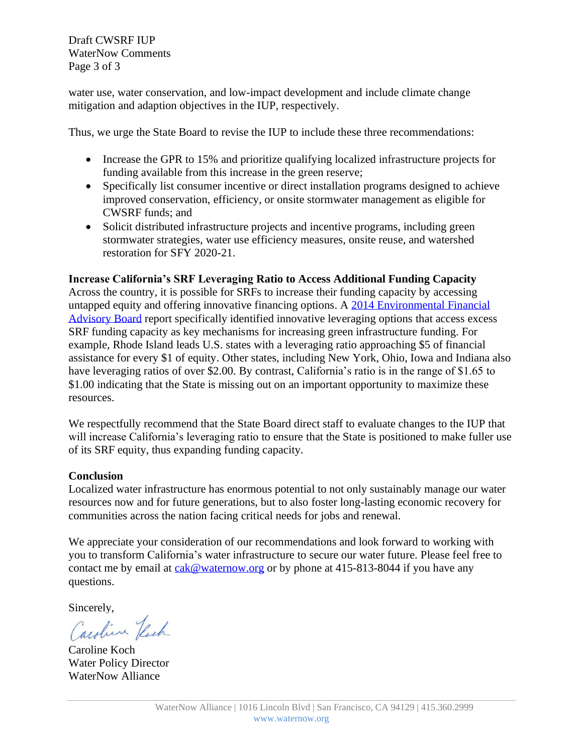water use, water conservation, and low-impact development and include climate change mitigation and adaption objectives in the IUP, respectively.

Thus, we urge the State Board to revise the IUP to include these three recommendations:

- Increase the GPR to 15% and prioritize qualifying localized infrastructure projects for funding available from this increase in the green reserve;
- Specifically list consumer incentive or direct installation programs designed to achieve improved conservation, efficiency, or onsite stormwater management as eligible for CWSRF funds; and
- Solicit distributed infrastructure projects and incentive programs, including green stormwater strategies, water use efficiency measures, onsite reuse, and watershed restoration for SFY 2020-21.

**Increase California's SRF Leveraging Ratio to Access Additional Funding Capacity**
Across the country, it is possible for SRFs to increase their funding capacity by accessing untapped equity and offering innovative financing options. A [2014 Environmental Financial Advisory Board](#) report specifically identified innovative leveraging options that access excess SRF funding capacity as key mechanisms for increasing green infrastructure funding. For example, Rhode Island leads U.S. states with a leveraging ratio approaching $5 of financial assistance for every $1 of equity. Other states, including New York, Ohio, Iowa and Indiana also have leveraging ratios of over $2.00. By contrast, California's ratio is in the range of $1.65 to $1.00 indicating that the State is missing out on an important opportunity to maximize these resources.

We respectfully recommend that the State Board direct staff to evaluate changes to the IUP that will increase California's leveraging ratio to ensure that the State is positioned to make fuller use of its SRF equity, thus expanding funding capacity.

**Conclusion**
Localized water infrastructure has enormous potential to not only sustainably manage our water resources now and for future generations, but to also foster long-lasting economic recovery for communities across the nation facing critical needs for jobs and renewal.

We appreciate your consideration of our recommendations and look forward to working with you to transform California's water infrastructure to secure our water future. Please feel free to contact me by email at cak@waternow.org or by phone at 415-813-8044 if you have any questions.

Sincerely,

Caroline Koch
Water Policy Director
WaterNow Alliance

WaterNow Alliance | 1016 Lincoln Blvd | San Francisco, CA 94129 | 415.360.2999
www.waternow.org